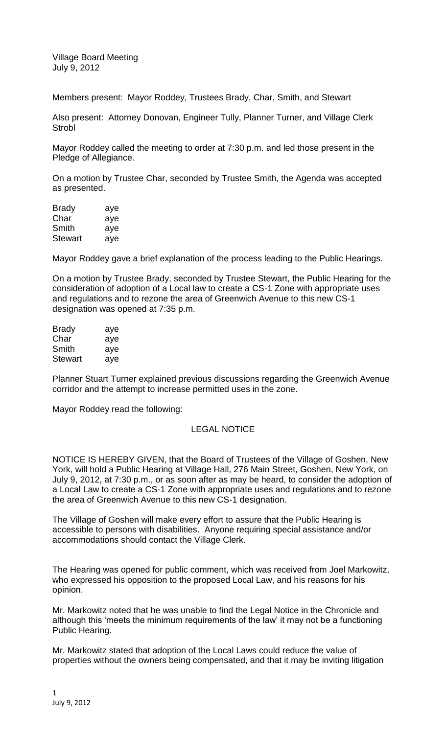Village Board Meeting
July 9, 2012

Members present: Mayor Roddey, Trustees Brady, Char, Smith, and Stewart

Also present: Attorney Donovan, Engineer Tully, Planner Turner, and Village Clerk Strobl

Mayor Roddey called the meeting to order at 7:30 p.m. and led those present in the Pledge of Allegiance.

On a motion by Trustee Char, seconded by Trustee Smith, the Agenda was accepted as presented.

| | |
|---|---|
| Brady | aye |
| Char | aye |
| Smith | aye |
| Stewart | aye |

Mayor Roddey gave a brief explanation of the process leading to the Public Hearings.

On a motion by Trustee Brady, seconded by Trustee Stewart, the Public Hearing for the consideration of adoption of a Local law to create a CS-1 Zone with appropriate uses and regulations and to rezone the area of Greenwich Avenue to this new CS-1 designation was opened at 7:35 p.m.

| | |
|---|---|
| Brady | aye |
| Char | aye |
| Smith | aye |
| Stewart | aye |

Planner Stuart Turner explained previous discussions regarding the Greenwich Avenue corridor and the attempt to increase permitted uses in the zone.

Mayor Roddey read the following:

LEGAL NOTICE

NOTICE IS HEREBY GIVEN, that the Board of Trustees of the Village of Goshen, New York, will hold a Public Hearing at Village Hall, 276 Main Street, Goshen, New York, on July 9, 2012, at 7:30 p.m., or as soon after as may be heard, to consider the adoption of a Local Law to create a CS-1 Zone with appropriate uses and regulations and to rezone the area of Greenwich Avenue to this new CS-1 designation.

The Village of Goshen will make every effort to assure that the Public Hearing is accessible to persons with disabilities. Anyone requiring special assistance and/or accommodations should contact the Village Clerk.

The Hearing was opened for public comment, which was received from Joel Markowitz, who expressed his opposition to the proposed Local Law, and his reasons for his opinion.

Mr. Markowitz noted that he was unable to find the Legal Notice in the Chronicle and although this 'meets the minimum requirements of the law' it may not be a functioning Public Hearing.

Mr. Markowitz stated that adoption of the Local Laws could reduce the value of properties without the owners being compensated, and that it may be inviting litigation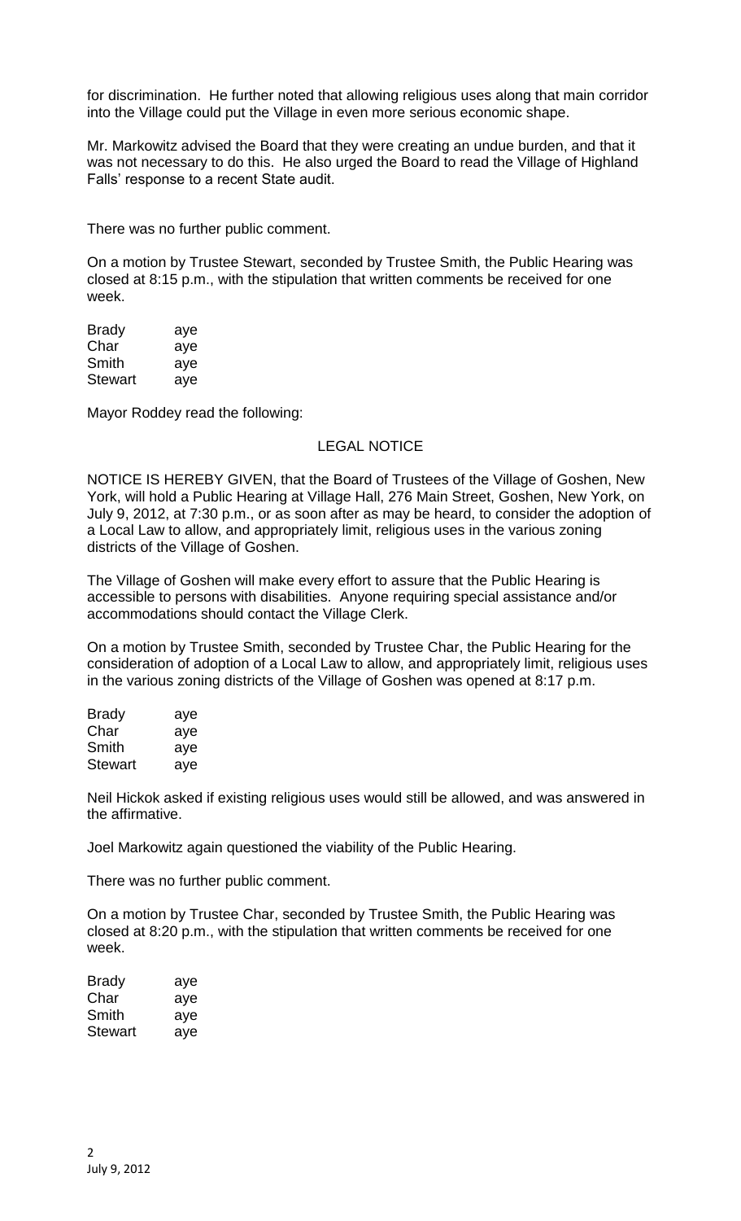for discrimination. He further noted that allowing religious uses along that main corridor into the Village could put the Village in even more serious economic shape.

Mr. Markowitz advised the Board that they were creating an undue burden, and that it was not necessary to do this. He also urged the Board to read the Village of Highland Falls' response to a recent State audit.

There was no further public comment.

On a motion by Trustee Stewart, seconded by Trustee Smith, the Public Hearing was closed at 8:15 p.m., with the stipulation that written comments be received for one week.

| | |
|---|---|
| Brady | aye |
| Char | aye |
| Smith | aye |
| Stewart | aye |

Mayor Roddey read the following:

## LEGAL NOTICE

NOTICE IS HEREBY GIVEN, that the Board of Trustees of the Village of Goshen, New York, will hold a Public Hearing at Village Hall, 276 Main Street, Goshen, New York, on July 9, 2012, at 7:30 p.m., or as soon after as may be heard, to consider the adoption of a Local Law to allow, and appropriately limit, religious uses in the various zoning districts of the Village of Goshen.

The Village of Goshen will make every effort to assure that the Public Hearing is accessible to persons with disabilities. Anyone requiring special assistance and/or accommodations should contact the Village Clerk.

On a motion by Trustee Smith, seconded by Trustee Char, the Public Hearing for the consideration of adoption of a Local Law to allow, and appropriately limit, religious uses in the various zoning districts of the Village of Goshen was opened at 8:17 p.m.

| | |
|---|---|
| Brady | aye |
| Char | aye |
| Smith | aye |
| Stewart | aye |

Neil Hickok asked if existing religious uses would still be allowed, and was answered in the affirmative.

Joel Markowitz again questioned the viability of the Public Hearing.

There was no further public comment.

On a motion by Trustee Char, seconded by Trustee Smith, the Public Hearing was closed at 8:20 p.m., with the stipulation that written comments be received for one week.

| | |
|---|---|
| Brady | aye |
| Char | aye |
| Smith | aye |
| Stewart | aye |

July 9, 2012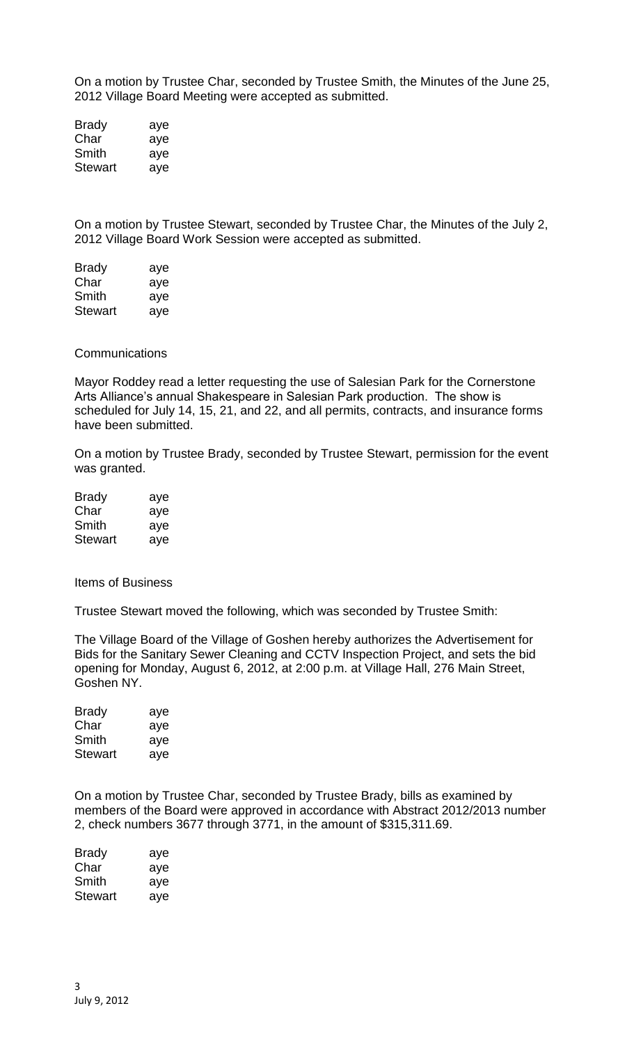On a motion by Trustee Char, seconded by Trustee Smith, the Minutes of the June 25, 2012 Village Board Meeting were accepted as submitted.

| | |
|---|---|
| Brady | aye |
| Char | aye |
| Smith | aye |
| Stewart | aye |

On a motion by Trustee Stewart, seconded by Trustee Char, the Minutes of the July 2, 2012 Village Board Work Session were accepted as submitted.

| | |
|---|---|
| Brady | aye |
| Char | aye |
| Smith | aye |
| Stewart | aye |

Communications

Mayor Roddey read a letter requesting the use of Salesian Park for the Cornerstone Arts Alliance's annual Shakespeare in Salesian Park production. The show is scheduled for July 14, 15, 21, and 22, and all permits, contracts, and insurance forms have been submitted.

On a motion by Trustee Brady, seconded by Trustee Stewart, permission for the event was granted.

| | |
|---|---|
| Brady | aye |
| Char | aye |
| Smith | aye |
| Stewart | aye |

Items of Business

Trustee Stewart moved the following, which was seconded by Trustee Smith:

The Village Board of the Village of Goshen hereby authorizes the Advertisement for Bids for the Sanitary Sewer Cleaning and CCTV Inspection Project, and sets the bid opening for Monday, August 6, 2012, at 2:00 p.m. at Village Hall, 276 Main Street, Goshen NY.

| | |
|---|---|
| Brady | aye |
| Char | aye |
| Smith | aye |
| Stewart | aye |

On a motion by Trustee Char, seconded by Trustee Brady, bills as examined by members of the Board were approved in accordance with Abstract 2012/2013 number 2, check numbers 3677 through 3771, in the amount of $315,311.69.

| | |
|---|---|
| Brady | aye |
| Char | aye |
| Smith | aye |
| Stewart | aye |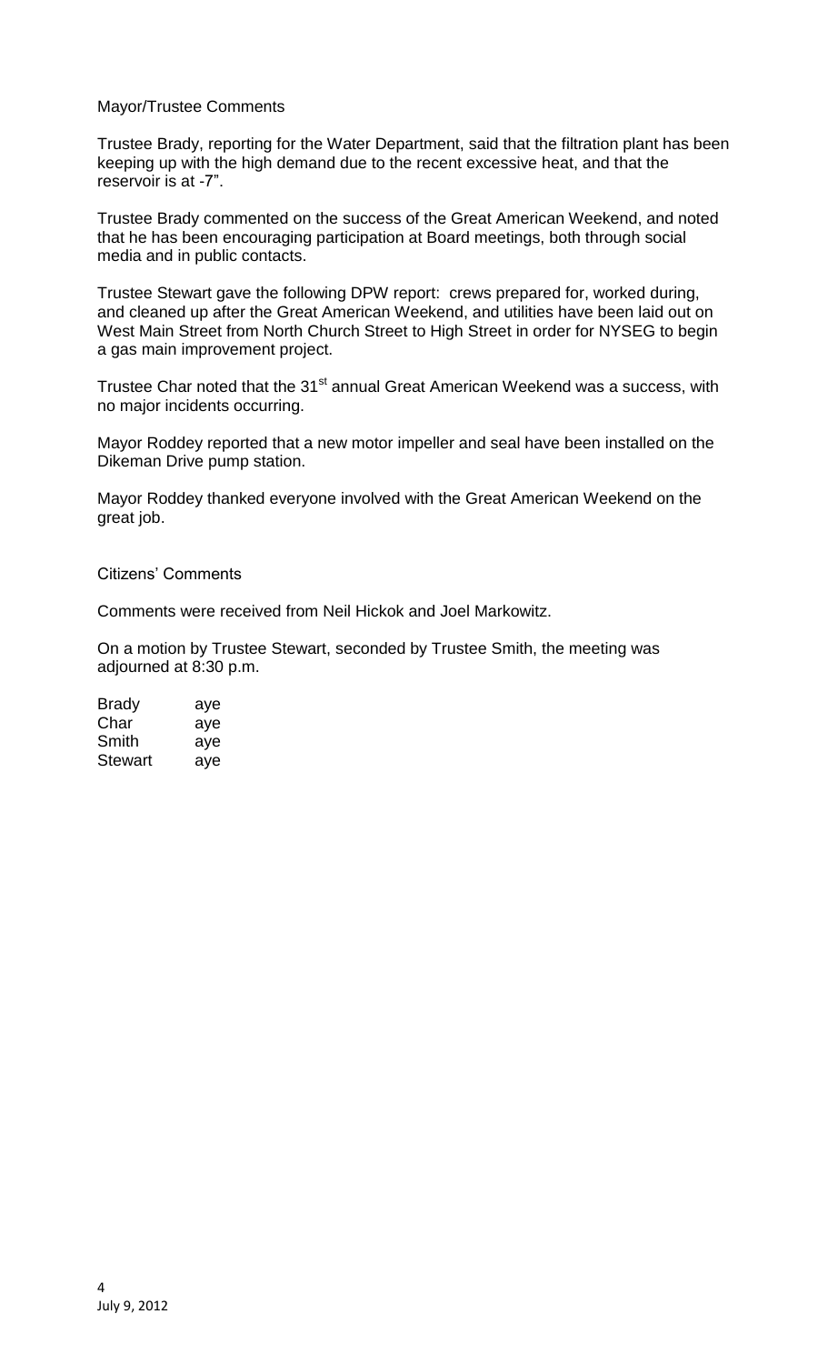Mayor/Trustee Comments

Trustee Brady, reporting for the Water Department, said that the filtration plant has been keeping up with the high demand due to the recent excessive heat, and that the reservoir is at -7".

Trustee Brady commented on the success of the Great American Weekend, and noted that he has been encouraging participation at Board meetings, both through social media and in public contacts.

Trustee Stewart gave the following DPW report: crews prepared for, worked during, and cleaned up after the Great American Weekend, and utilities have been laid out on West Main Street from North Church Street to High Street in order for NYSEG to begin a gas main improvement project.

Trustee Char noted that the 31st annual Great American Weekend was a success, with no major incidents occurring.

Mayor Roddey reported that a new motor impeller and seal have been installed on the Dikeman Drive pump station.

Mayor Roddey thanked everyone involved with the Great American Weekend on the great job.

Citizens' Comments

Comments were received from Neil Hickok and Joel Markowitz.

On a motion by Trustee Stewart, seconded by Trustee Smith, the meeting was adjourned at 8:30 p.m.

| | |
|---|---|
| Brady | aye |
| Char | aye |
| Smith | aye |
| Stewart | aye |

July 9, 2012